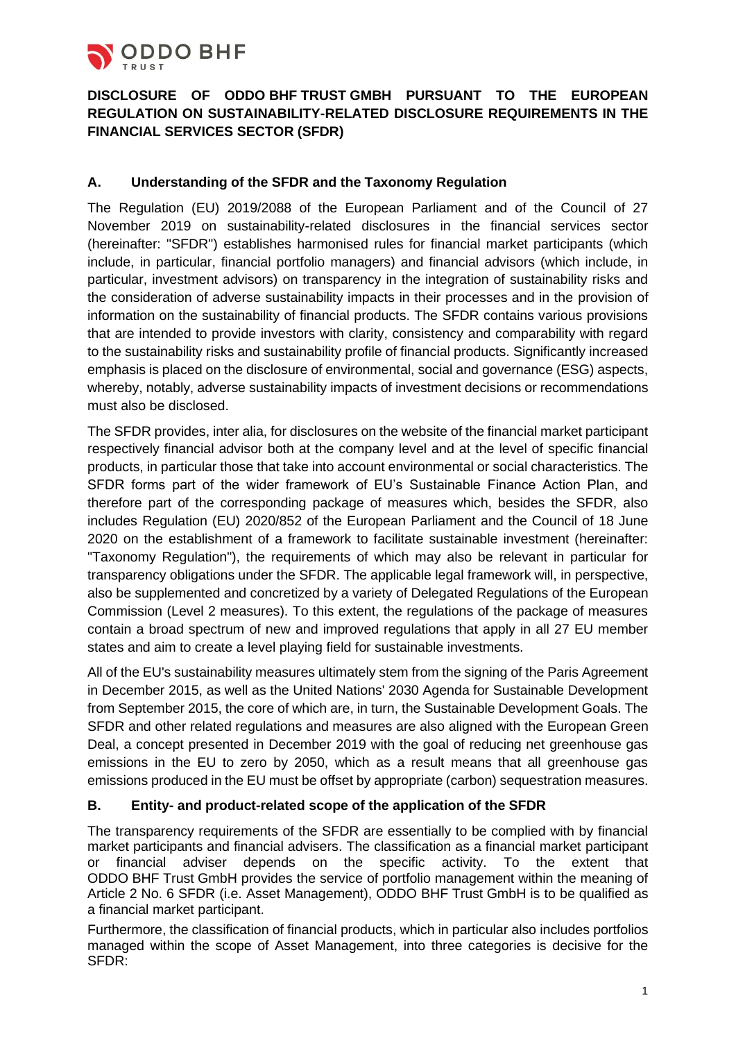# DISCLOSURE OF ODDO BHF TRUST GMBH PURSUANT TO THE EUROPEAN REGULATION ON SUSTAINABILITY-RELATED DISCLOSURE REQUIREMENTS IN THE FINANCIAL SERVICES SECTOR (SFDR)

## A. Understanding of the SFDR and the Taxonomy Regulation

The Regulation (EU) 2019/2088 of the European Parliament and of the Council of 27 November 2019 on sustainability-related disclosures in the financial services sector (hereinafter: "SFDR") establishes harmonised rules for financial market participants (which include, in particular, financial portfolio managers) and financial advisors (which include, in particular, investment advisors) on transparency in the integration of sustainability risks and the consideration of adverse sustainability impacts in their processes and in the provision of information on the sustainability of financial products. The SFDR contains various provisions that are intended to provide investors with clarity, consistency and comparability with regard to the sustainability risks and sustainability profile of financial products. Significantly increased emphasis is placed on the disclosure of environmental, social and governance (ESG) aspects, whereby, notably, adverse sustainability impacts of investment decisions or recommendations must also be disclosed.

The SFDR provides, inter alia, for disclosures on the website of the financial market participant respectively financial advisor both at the company level and at the level of specific financial products, in particular those that take into account environmental or social characteristics. The SFDR forms part of the wider framework of EU's Sustainable Finance Action Plan, and therefore part of the corresponding package of measures which, besides the SFDR, also includes Regulation (EU) 2020/852 of the European Parliament and the Council of 18 June 2020 on the establishment of a framework to facilitate sustainable investment (hereinafter: "Taxonomy Regulation"), the requirements of which may also be relevant in particular for transparency obligations under the SFDR. The applicable legal framework will, in perspective, also be supplemented and concretized by a variety of Delegated Regulations of the European Commission (Level 2 measures). To this extent, the regulations of the package of measures contain a broad spectrum of new and improved regulations that apply in all 27 EU member states and aim to create a level playing field for sustainable investments.

All of the EU's sustainability measures ultimately stem from the signing of the Paris Agreement in December 2015, as well as the United Nations' 2030 Agenda for Sustainable Development from September 2015, the core of which are, in turn, the Sustainable Development Goals. The SFDR and other related regulations and measures are also aligned with the European Green Deal, a concept presented in December 2019 with the goal of reducing net greenhouse gas emissions in the EU to zero by 2050, which as a result means that all greenhouse gas emissions produced in the EU must be offset by appropriate (carbon) sequestration measures.

## B. Entity- and product-related scope of the application of the SFDR

The transparency requirements of the SFDR are essentially to be complied with by financial market participants and financial advisers. The classification as a financial market participant or financial adviser depends on the specific activity. To the extent that ODDO BHF Trust GmbH provides the service of portfolio management within the meaning of Article 2 No. 6 SFDR (i.e. Asset Management), ODDO BHF Trust GmbH is to be qualified as a financial market participant.

Furthermore, the classification of financial products, which in particular also includes portfolios managed within the scope of Asset Management, into three categories is decisive for the SFDR: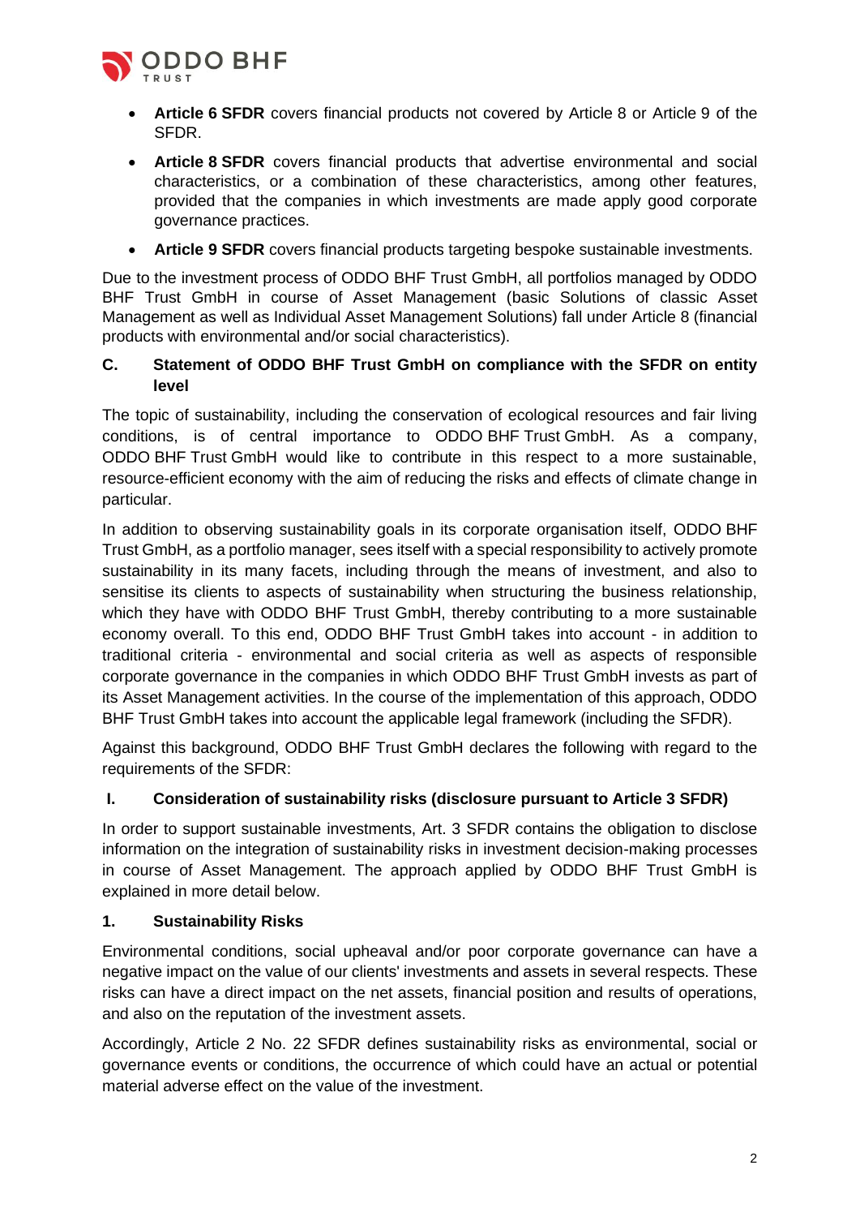- **Article 6 SFDR** covers financial products not covered by Article 8 or Article 9 of the SFDR.
- **Article 8 SFDR** covers financial products that advertise environmental and social characteristics, or a combination of these characteristics, among other features, provided that the companies in which investments are made apply good corporate governance practices.
- **Article 9 SFDR** covers financial products targeting bespoke sustainable investments.

Due to the investment process of ODDO BHF Trust GmbH, all portfolios managed by ODDO BHF Trust GmbH in course of Asset Management (basic Solutions of classic Asset Management as well as Individual Asset Management Solutions) fall under Article 8 (financial products with environmental and/or social characteristics).

## C. Statement of ODDO BHF Trust GmbH on compliance with the SFDR on entity level

The topic of sustainability, including the conservation of ecological resources and fair living conditions, is of central importance to ODDO BHF Trust GmbH. As a company, ODDO BHF Trust GmbH would like to contribute in this respect to a more sustainable, resource-efficient economy with the aim of reducing the risks and effects of climate change in particular.

In addition to observing sustainability goals in its corporate organisation itself, ODDO BHF Trust GmbH, as a portfolio manager, sees itself with a special responsibility to actively promote sustainability in its many facets, including through the means of investment, and also to sensitise its clients to aspects of sustainability when structuring the business relationship, which they have with ODDO BHF Trust GmbH, thereby contributing to a more sustainable economy overall. To this end, ODDO BHF Trust GmbH takes into account - in addition to traditional criteria - environmental and social criteria as well as aspects of responsible corporate governance in the companies in which ODDO BHF Trust GmbH invests as part of its Asset Management activities. In the course of the implementation of this approach, ODDO BHF Trust GmbH takes into account the applicable legal framework (including the SFDR).

Against this background, ODDO BHF Trust GmbH declares the following with regard to the requirements of the SFDR:

### I. Consideration of sustainability risks (disclosure pursuant to Article 3 SFDR)

In order to support sustainable investments, Art. 3 SFDR contains the obligation to disclose information on the integration of sustainability risks in investment decision-making processes in course of Asset Management. The approach applied by ODDO BHF Trust GmbH is explained in more detail below.

#### 1. Sustainability Risks

Environmental conditions, social upheaval and/or poor corporate governance can have a negative impact on the value of our clients' investments and assets in several respects. These risks can have a direct impact on the net assets, financial position and results of operations, and also on the reputation of the investment assets.

Accordingly, Article 2 No. 22 SFDR defines sustainability risks as environmental, social or governance events or conditions, the occurrence of which could have an actual or potential material adverse effect on the value of the investment.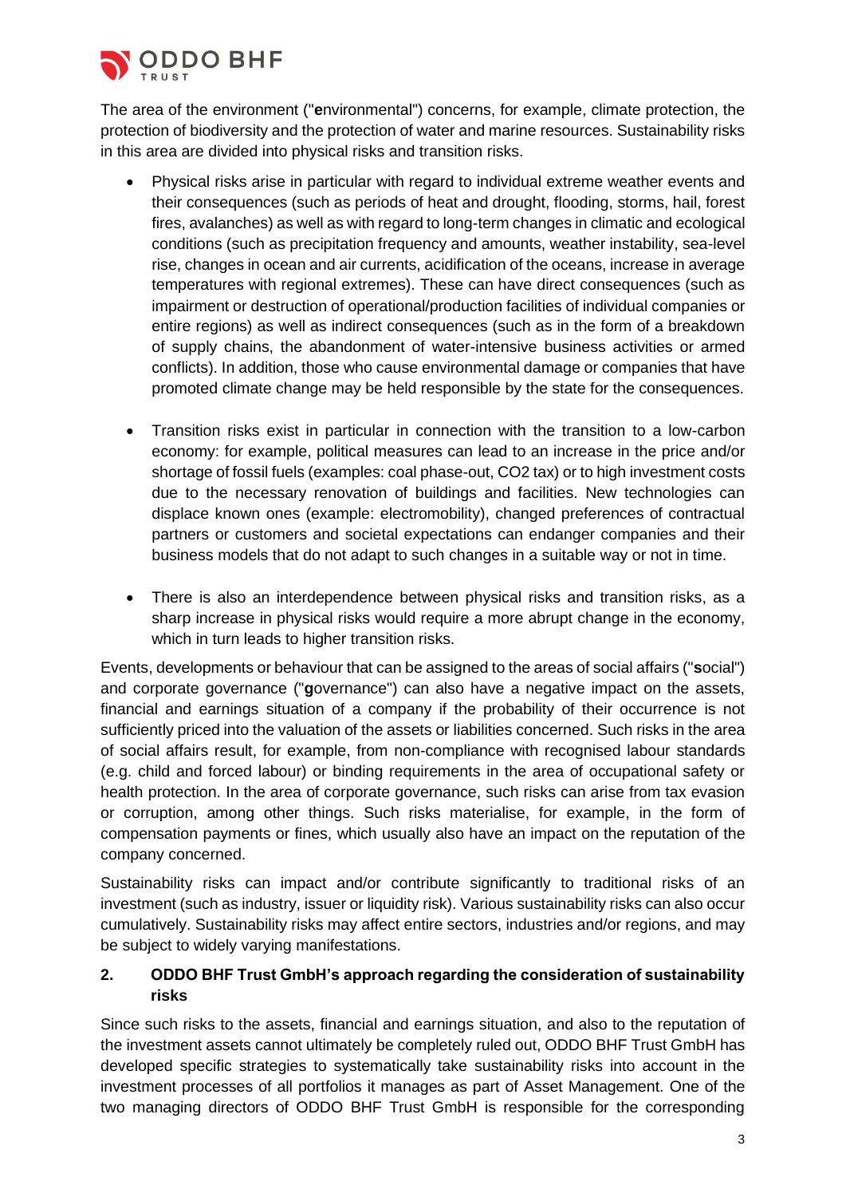The area of the environment ("**e**nvironmental") concerns, for example, climate protection, the protection of biodiversity and the protection of water and marine resources. Sustainability risks in this area are divided into physical risks and transition risks.

- Physical risks arise in particular with regard to individual extreme weather events and their consequences (such as periods of heat and drought, flooding, storms, hail, forest fires, avalanches) as well as with regard to long-term changes in climatic and ecological conditions (such as precipitation frequency and amounts, weather instability, sea-level rise, changes in ocean and air currents, acidification of the oceans, increase in average temperatures with regional extremes). These can have direct consequences (such as impairment or destruction of operational/production facilities of individual companies or entire regions) as well as indirect consequences (such as in the form of a breakdown of supply chains, the abandonment of water-intensive business activities or armed conflicts). In addition, those who cause environmental damage or companies that have promoted climate change may be held responsible by the state for the consequences.

- Transition risks exist in particular in connection with the transition to a low-carbon economy: for example, political measures can lead to an increase in the price and/or shortage of fossil fuels (examples: coal phase-out, CO2 tax) or to high investment costs due to the necessary renovation of buildings and facilities. New technologies can displace known ones (example: electromobility), changed preferences of contractual partners or customers and societal expectations can endanger companies and their business models that do not adapt to such changes in a suitable way or not in time.

- There is also an interdependence between physical risks and transition risks, as a sharp increase in physical risks would require a more abrupt change in the economy, which in turn leads to higher transition risks.

Events, developments or behaviour that can be assigned to the areas of social affairs ("**s**ocial") and corporate governance ("**g**overnance") can also have a negative impact on the assets, financial and earnings situation of a company if the probability of their occurrence is not sufficiently priced into the valuation of the assets or liabilities concerned. Such risks in the area of social affairs result, for example, from non-compliance with recognised labour standards (e.g. child and forced labour) or binding requirements in the area of occupational safety or health protection. In the area of corporate governance, such risks can arise from tax evasion or corruption, among other things. Such risks materialise, for example, in the form of compensation payments or fines, which usually also have an impact on the reputation of the company concerned.

Sustainability risks can impact and/or contribute significantly to traditional risks of an investment (such as industry, issuer or liquidity risk). Various sustainability risks can also occur cumulatively. Sustainability risks may affect entire sectors, industries and/or regions, and may be subject to widely varying manifestations.

## 2. ODDO BHF Trust GmbH's approach regarding the consideration of sustainability risks

Since such risks to the assets, financial and earnings situation, and also to the reputation of the investment assets cannot ultimately be completely ruled out, ODDO BHF Trust GmbH has developed specific strategies to systematically take sustainability risks into account in the investment processes of all portfolios it manages as part of Asset Management. One of the two managing directors of ODDO BHF Trust GmbH is responsible for the corresponding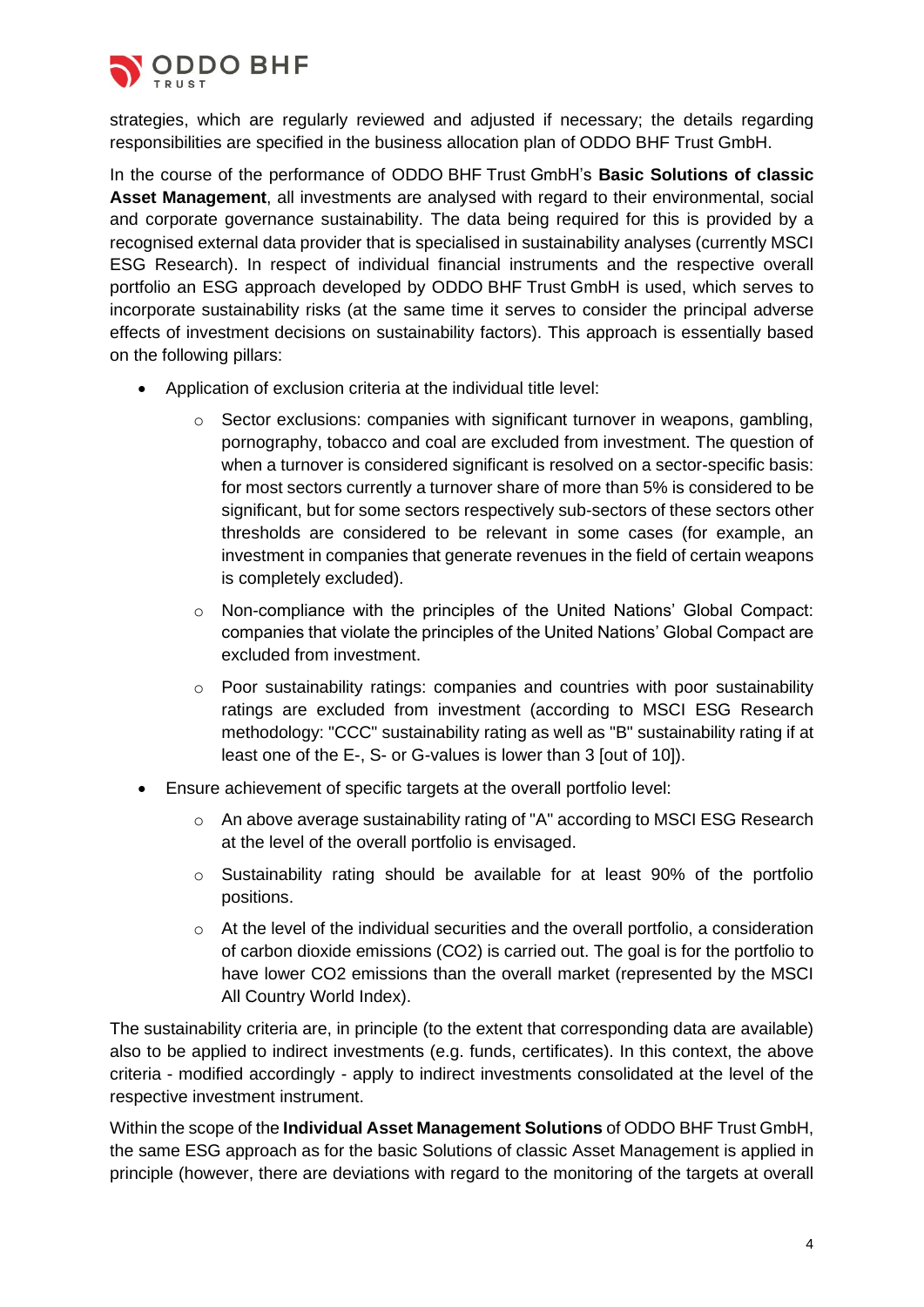strategies, which are regularly reviewed and adjusted if necessary; the details regarding responsibilities are specified in the business allocation plan of ODDO BHF Trust GmbH.

In the course of the performance of ODDO BHF Trust GmbH's **Basic Solutions of classic Asset Management**, all investments are analysed with regard to their environmental, social and corporate governance sustainability. The data being required for this is provided by a recognised external data provider that is specialised in sustainability analyses (currently MSCI ESG Research). In respect of individual financial instruments and the respective overall portfolio an ESG approach developed by ODDO BHF Trust GmbH is used, which serves to incorporate sustainability risks (at the same time it serves to consider the principal adverse effects of investment decisions on sustainability factors). This approach is essentially based on the following pillars:

- Application of exclusion criteria at the individual title level:
  - Sector exclusions: companies with significant turnover in weapons, gambling, pornography, tobacco and coal are excluded from investment. The question of when a turnover is considered significant is resolved on a sector-specific basis: for most sectors currently a turnover share of more than 5% is considered to be significant, but for some sectors respectively sub-sectors of these sectors other thresholds are considered to be relevant in some cases (for example, an investment in companies that generate revenues in the field of certain weapons is completely excluded).
  - Non-compliance with the principles of the United Nations' Global Compact: companies that violate the principles of the United Nations' Global Compact are excluded from investment.
  - Poor sustainability ratings: companies and countries with poor sustainability ratings are excluded from investment (according to MSCI ESG Research methodology: "CCC" sustainability rating as well as "B" sustainability rating if at least one of the E-, S- or G-values is lower than 3 [out of 10]).
- Ensure achievement of specific targets at the overall portfolio level:
  - An above average sustainability rating of "A" according to MSCI ESG Research at the level of the overall portfolio is envisaged.
  - Sustainability rating should be available for at least 90% of the portfolio positions.
  - At the level of the individual securities and the overall portfolio, a consideration of carbon dioxide emissions ($CO_2$) is carried out. The goal is for the portfolio to have lower $CO_2$ emissions than the overall market (represented by the MSCI All Country World Index).

The sustainability criteria are, in principle (to the extent that corresponding data are available) also to be applied to indirect investments (e.g. funds, certificates). In this context, the above criteria - modified accordingly - apply to indirect investments consolidated at the level of the respective investment instrument.

Within the scope of the **Individual Asset Management Solutions** of ODDO BHF Trust GmbH, the same ESG approach as for the basic Solutions of classic Asset Management is applied in principle (however, there are deviations with regard to the monitoring of the targets at overall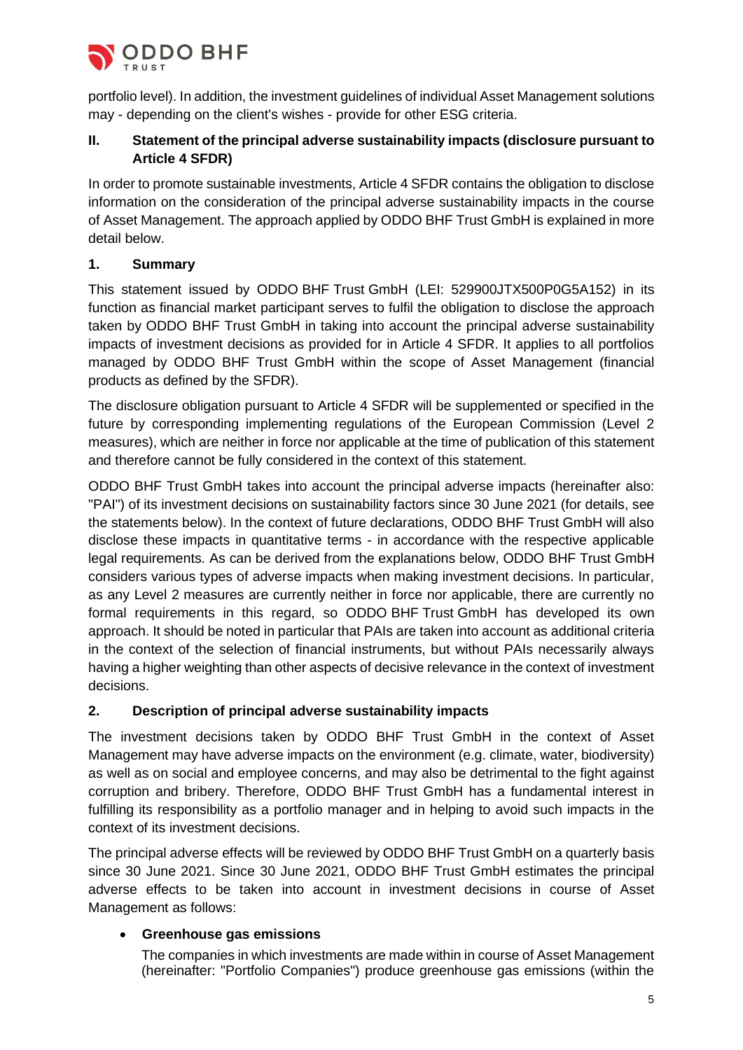portfolio level). In addition, the investment guidelines of individual Asset Management solutions may - depending on the client's wishes - provide for other ESG criteria.

## II. Statement of the principal adverse sustainability impacts (disclosure pursuant to Article 4 SFDR)

In order to promote sustainable investments, Article 4 SFDR contains the obligation to disclose information on the consideration of the principal adverse sustainability impacts in the course of Asset Management. The approach applied by ODDO BHF Trust GmbH is explained in more detail below.

### 1. Summary

This statement issued by ODDO BHF Trust GmbH (LEI: 529900JTX500P0G5A152) in its function as financial market participant serves to fulfil the obligation to disclose the approach taken by ODDO BHF Trust GmbH in taking into account the principal adverse sustainability impacts of investment decisions as provided for in Article 4 SFDR. It applies to all portfolios managed by ODDO BHF Trust GmbH within the scope of Asset Management (financial products as defined by the SFDR).

The disclosure obligation pursuant to Article 4 SFDR will be supplemented or specified in the future by corresponding implementing regulations of the European Commission (Level 2 measures), which are neither in force nor applicable at the time of publication of this statement and therefore cannot be fully considered in the context of this statement.

ODDO BHF Trust GmbH takes into account the principal adverse impacts (hereinafter also: "PAI") of its investment decisions on sustainability factors since 30 June 2021 (for details, see the statements below). In the context of future declarations, ODDO BHF Trust GmbH will also disclose these impacts in quantitative terms - in accordance with the respective applicable legal requirements. As can be derived from the explanations below, ODDO BHF Trust GmbH considers various types of adverse impacts when making investment decisions. In particular, as any Level 2 measures are currently neither in force nor applicable, there are currently no formal requirements in this regard, so ODDO BHF Trust GmbH has developed its own approach. It should be noted in particular that PAIs are taken into account as additional criteria in the context of the selection of financial instruments, but without PAIs necessarily always having a higher weighting than other aspects of decisive relevance in the context of investment decisions.

### 2. Description of principal adverse sustainability impacts

The investment decisions taken by ODDO BHF Trust GmbH in the context of Asset Management may have adverse impacts on the environment (e.g. climate, water, biodiversity) as well as on social and employee concerns, and may also be detrimental to the fight against corruption and bribery. Therefore, ODDO BHF Trust GmbH has a fundamental interest in fulfilling its responsibility as a portfolio manager and in helping to avoid such impacts in the context of its investment decisions.

The principal adverse effects will be reviewed by ODDO BHF Trust GmbH on a quarterly basis since 30 June 2021. Since 30 June 2021, ODDO BHF Trust GmbH estimates the principal adverse effects to be taken into account in investment decisions in course of Asset Management as follows:

- **Greenhouse gas emissions**

  The companies in which investments are made within in course of Asset Management (hereinafter: "Portfolio Companies") produce greenhouse gas emissions (within the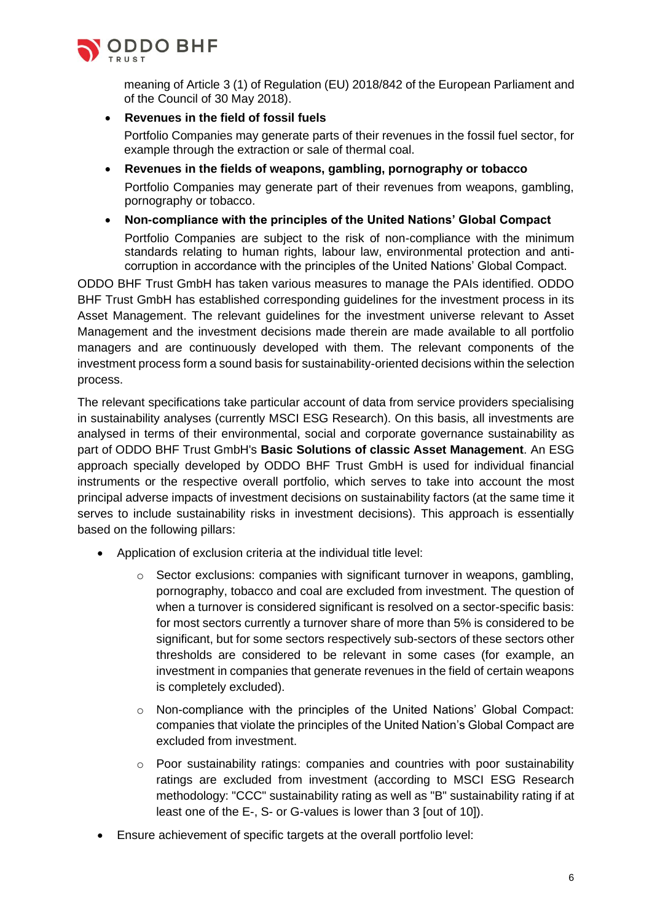meaning of Article 3 (1) of Regulation (EU) 2018/842 of the European Parliament and of the Council of 30 May 2018).

- **Revenues in the field of fossil fuels**

  Portfolio Companies may generate parts of their revenues in the fossil fuel sector, for example through the extraction or sale of thermal coal.

- **Revenues in the fields of weapons, gambling, pornography or tobacco**

  Portfolio Companies may generate part of their revenues from weapons, gambling, pornography or tobacco.

- **Non-compliance with the principles of the United Nations' Global Compact**

  Portfolio Companies are subject to the risk of non-compliance with the minimum standards relating to human rights, labour law, environmental protection and anti-corruption in accordance with the principles of the United Nations' Global Compact.

ODDO BHF Trust GmbH has taken various measures to manage the PAIs identified. ODDO BHF Trust GmbH has established corresponding guidelines for the investment process in its Asset Management. The relevant guidelines for the investment universe relevant to Asset Management and the investment decisions made therein are made available to all portfolio managers and are continuously developed with them. The relevant components of the investment process form a sound basis for sustainability-oriented decisions within the selection process.

The relevant specifications take particular account of data from service providers specialising in sustainability analyses (currently MSCI ESG Research). On this basis, all investments are analysed in terms of their environmental, social and corporate governance sustainability as part of ODDO BHF Trust GmbH's **Basic Solutions of classic Asset Management**. An ESG approach specially developed by ODDO BHF Trust GmbH is used for individual financial instruments or the respective overall portfolio, which serves to take into account the most principal adverse impacts of investment decisions on sustainability factors (at the same time it serves to include sustainability risks in investment decisions). This approach is essentially based on the following pillars:

- Application of exclusion criteria at the individual title level:
  - Sector exclusions: companies with significant turnover in weapons, gambling, pornography, tobacco and coal are excluded from investment. The question of when a turnover is considered significant is resolved on a sector-specific basis: for most sectors currently a turnover share of more than 5% is considered to be significant, but for some sectors respectively sub-sectors of these sectors other thresholds are considered to be relevant in some cases (for example, an investment in companies that generate revenues in the field of certain weapons is completely excluded).
  - Non-compliance with the principles of the United Nations' Global Compact: companies that violate the principles of the United Nation's Global Compact are excluded from investment.
  - Poor sustainability ratings: companies and countries with poor sustainability ratings are excluded from investment (according to MSCI ESG Research methodology: "CCC" sustainability rating as well as "B" sustainability rating if at least one of the E-, S- or G-values is lower than 3 [out of 10]).
- Ensure achievement of specific targets at the overall portfolio level: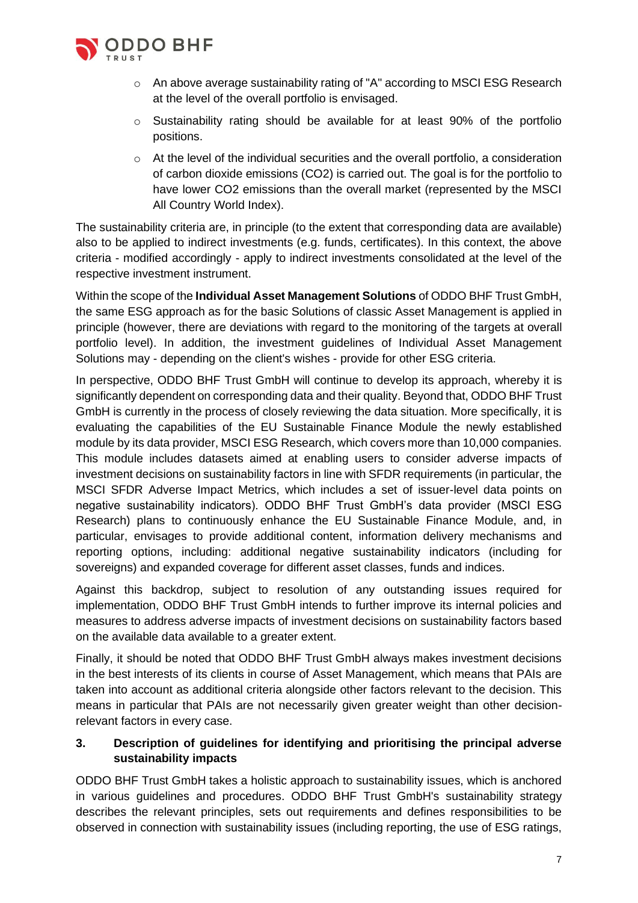- An above average sustainability rating of "A" according to MSCI ESG Research at the level of the overall portfolio is envisaged.
- Sustainability rating should be available for at least 90% of the portfolio positions.
- At the level of the individual securities and the overall portfolio, a consideration of carbon dioxide emissions ($CO_2$) is carried out. The goal is for the portfolio to have lower $CO_2$ emissions than the overall market (represented by the MSCI All Country World Index).

The sustainability criteria are, in principle (to the extent that corresponding data are available) also to be applied to indirect investments (e.g. funds, certificates). In this context, the above criteria - modified accordingly - apply to indirect investments consolidated at the level of the respective investment instrument.

Within the scope of the **Individual Asset Management Solutions** of ODDO BHF Trust GmbH, the same ESG approach as for the basic Solutions of classic Asset Management is applied in principle (however, there are deviations with regard to the monitoring of the targets at overall portfolio level). In addition, the investment guidelines of Individual Asset Management Solutions may - depending on the client's wishes - provide for other ESG criteria.

In perspective, ODDO BHF Trust GmbH will continue to develop its approach, whereby it is significantly dependent on corresponding data and their quality. Beyond that, ODDO BHF Trust GmbH is currently in the process of closely reviewing the data situation. More specifically, it is evaluating the capabilities of the EU Sustainable Finance Module the newly established module by its data provider, MSCI ESG Research, which covers more than 10,000 companies. This module includes datasets aimed at enabling users to consider adverse impacts of investment decisions on sustainability factors in line with SFDR requirements (in particular, the MSCI SFDR Adverse Impact Metrics, which includes a set of issuer-level data points on negative sustainability indicators). ODDO BHF Trust GmbH's data provider (MSCI ESG Research) plans to continuously enhance the EU Sustainable Finance Module, and, in particular, envisages to provide additional content, information delivery mechanisms and reporting options, including: additional negative sustainability indicators (including for sovereigns) and expanded coverage for different asset classes, funds and indices.

Against this backdrop, subject to resolution of any outstanding issues required for implementation, ODDO BHF Trust GmbH intends to further improve its internal policies and measures to address adverse impacts of investment decisions on sustainability factors based on the available data available to a greater extent.

Finally, it should be noted that ODDO BHF Trust GmbH always makes investment decisions in the best interests of its clients in course of Asset Management, which means that PAIs are taken into account as additional criteria alongside other factors relevant to the decision. This means in particular that PAIs are not necessarily given greater weight than other decision-relevant factors in every case.

## 3. Description of guidelines for identifying and prioritising the principal adverse sustainability impacts

ODDO BHF Trust GmbH takes a holistic approach to sustainability issues, which is anchored in various guidelines and procedures. ODDO BHF Trust GmbH's sustainability strategy describes the relevant principles, sets out requirements and defines responsibilities to be observed in connection with sustainability issues (including reporting, the use of ESG ratings,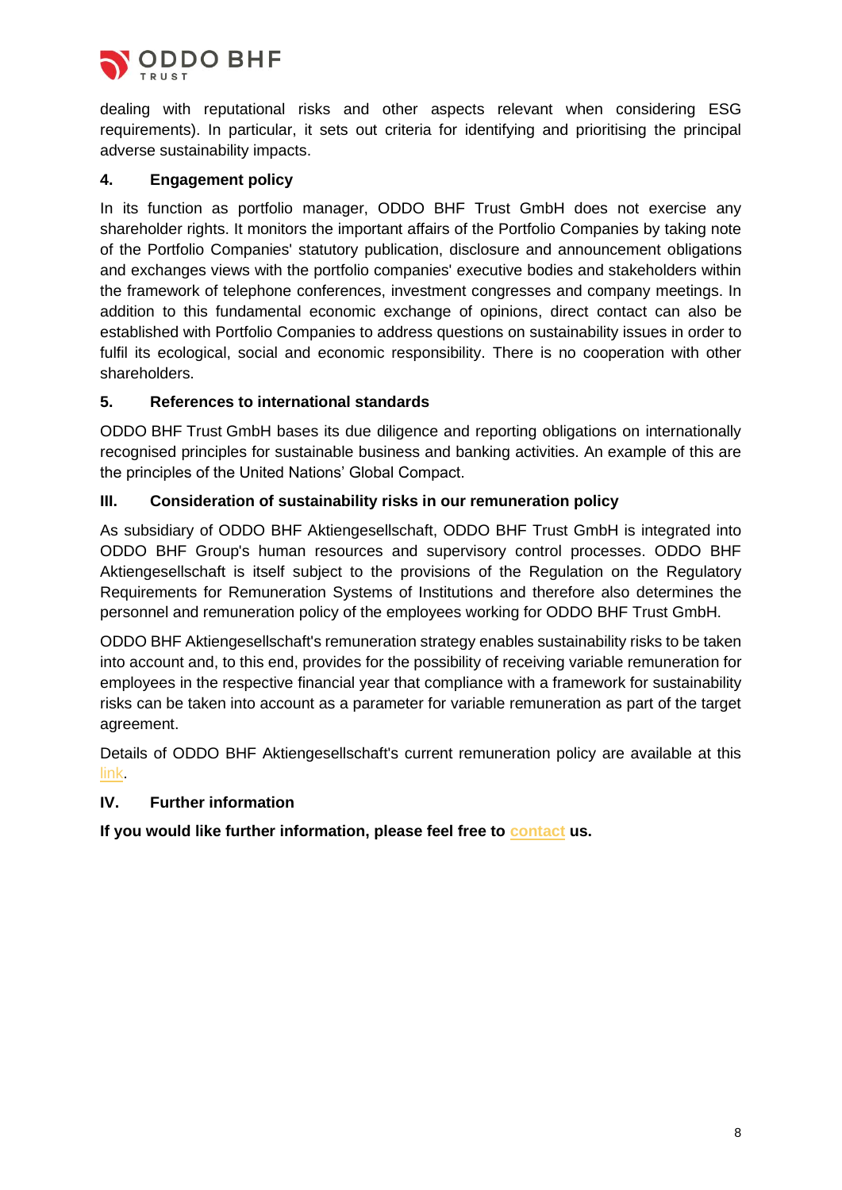dealing with reputational risks and other aspects relevant when considering ESG requirements). In particular, it sets out criteria for identifying and prioritising the principal adverse sustainability impacts.

### 4. Engagement policy

In its function as portfolio manager, ODDO BHF Trust GmbH does not exercise any shareholder rights. It monitors the important affairs of the Portfolio Companies by taking note of the Portfolio Companies' statutory publication, disclosure and announcement obligations and exchanges views with the portfolio companies' executive bodies and stakeholders within the framework of telephone conferences, investment congresses and company meetings. In addition to this fundamental economic exchange of opinions, direct contact can also be established with Portfolio Companies to address questions on sustainability issues in order to fulfil its ecological, social and economic responsibility. There is no cooperation with other shareholders.

### 5. References to international standards

ODDO BHF Trust GmbH bases its due diligence and reporting obligations on internationally recognised principles for sustainable business and banking activities. An example of this are the principles of the United Nations' Global Compact.

## III. Consideration of sustainability risks in our remuneration policy

As subsidiary of ODDO BHF Aktiengesellschaft, ODDO BHF Trust GmbH is integrated into ODDO BHF Group's human resources and supervisory control processes. ODDO BHF Aktiengesellschaft is itself subject to the provisions of the Regulation on the Regulatory Requirements for Remuneration Systems of Institutions and therefore also determines the personnel and remuneration policy of the employees working for ODDO BHF Trust GmbH.

ODDO BHF Aktiengesellschaft's remuneration strategy enables sustainability risks to be taken into account and, to this end, provides for the possibility of receiving variable remuneration for employees in the respective financial year that compliance with a framework for sustainability risks can be taken into account as a parameter for variable remuneration as part of the target agreement.

Details of ODDO BHF Aktiengesellschaft's current remuneration policy are available at this link.

## IV. Further information

**If you would like further information, please feel free to contact us.**